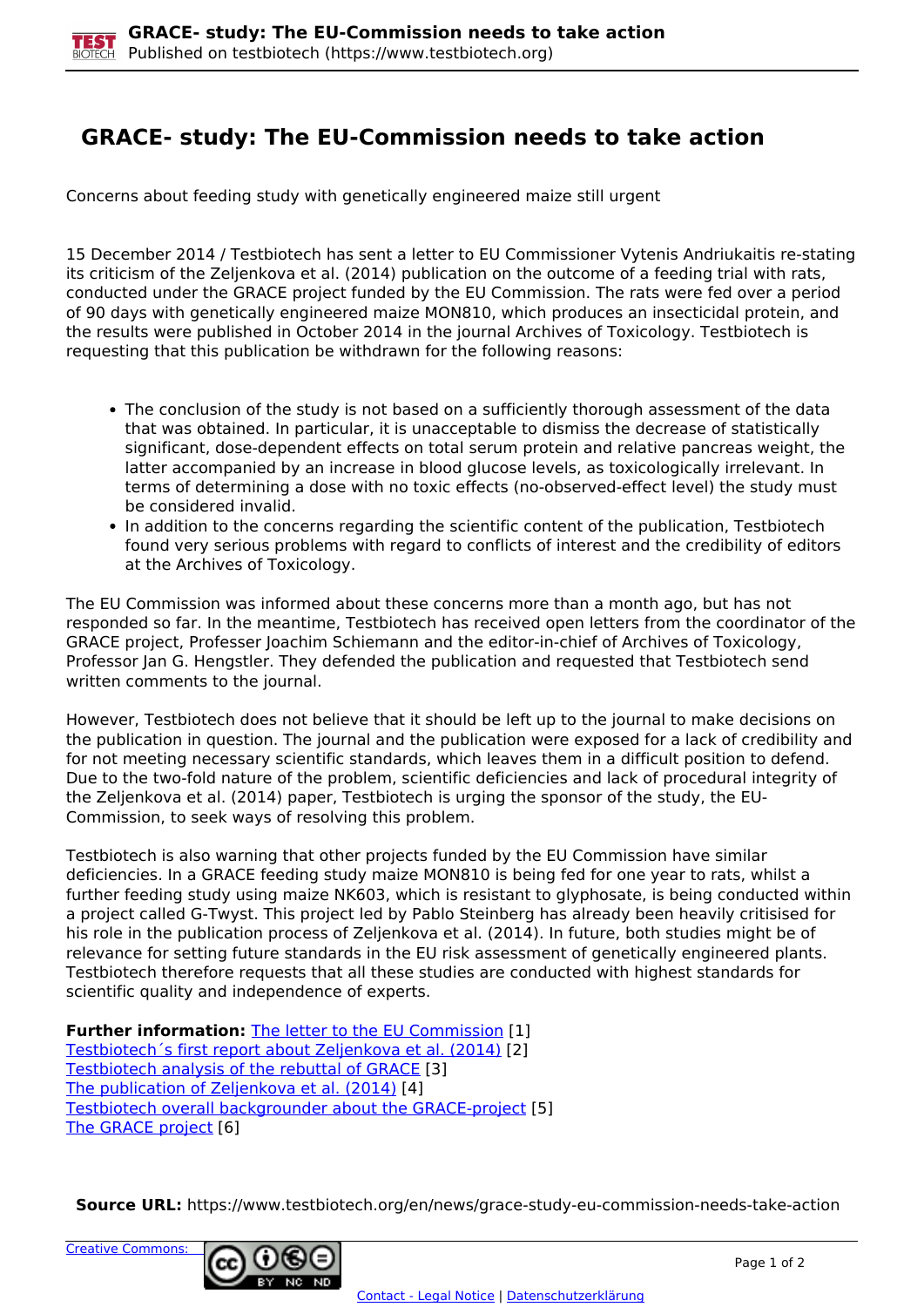# GRACE- study: The EU-Commission needs to take action

Concerns about feeding study with genetically engineered maize still urgent

15 December 2014 / Testbiotech has sent a letter to EU Commissioner Vytenis Andriukaitis re-stating its criticism of the Zeljenkova et al. (2014) publication on the outcome of a feeding trial with rats, conducted under the GRACE project funded by the EU Commission. The rats were fed over a period of 90 days with genetically engineered maize MON810, which produces an insecticidal protein, and the results were published in October 2014 in the journal Archives of Toxicology. Testbiotech is requesting that this publication be withdrawn for the following reasons:

- The conclusion of the study is not based on a sufficiently thorough assessment of the data that was obtained. In particular, it is unacceptable to dismiss the decrease of statistically significant, dose-dependent effects on total serum protein and relative pancreas weight, the latter accompanied by an increase in blood glucose levels, as toxicologically irrelevant. In terms of determining a dose with no toxic effects (no-observed-effect level) the study must be considered invalid.
- In addition to the concerns regarding the scientific content of the publication, Testbiotech found very serious problems with regard to conflicts of interest and the credibility of editors at the Archives of Toxicology.

The EU Commission was informed about these concerns more than a month ago, but has not responded so far. In the meantime, Testbiotech has received open letters from the coordinator of the GRACE project, Professer Joachim Schiemann and the editor-in-chief of Archives of Toxicology, Professor Jan G. Hengstler. They defended the publication and requested that Testbiotech send written comments to the journal.

However, Testbiotech does not believe that it should be left up to the journal to make decisions on the publication in question. The journal and the publication were exposed for a lack of credibility and for not meeting necessary scientific standards, which leaves them in a difficult position to defend. Due to the two-fold nature of the problem, scientific deficiencies and lack of procedural integrity of the Zeljenkova et al. (2014) paper, Testbiotech is urging the sponsor of the study, the EU-Commission, to seek ways of resolving this problem.

Testbiotech is also warning that other projects funded by the EU Commission have similar deficiencies. In a GRACE feeding study maize MON810 is being fed for one year to rats, whilst a further feeding study using maize NK603, which is resistant to glyphosate, is being conducted within a project called G-Twyst. This project led by Pablo Steinberg has already been heavily critisised for his role in the publication process of Zeljenkova et al. (2014). In future, both studies might be of relevance for setting future standards in the EU risk assessment of genetically engineered plants. Testbiotech therefore requests that all these studies are conducted with highest standards for scientific quality and independence of experts.

**Further information:** The letter to the EU Commission [1]
Testbiotech´s first report about Zeljenkova et al. (2014) [2]
Testbiotech analysis of the rebuttal of GRACE [3]
The publication of Zeljenkova et al. (2014) [4]
Testbiotech overall backgrounder about the GRACE-project [5]
The GRACE project [6]

**Source URL:** https://www.testbiotech.org/en/news/grace-study-eu-commission-needs-take-action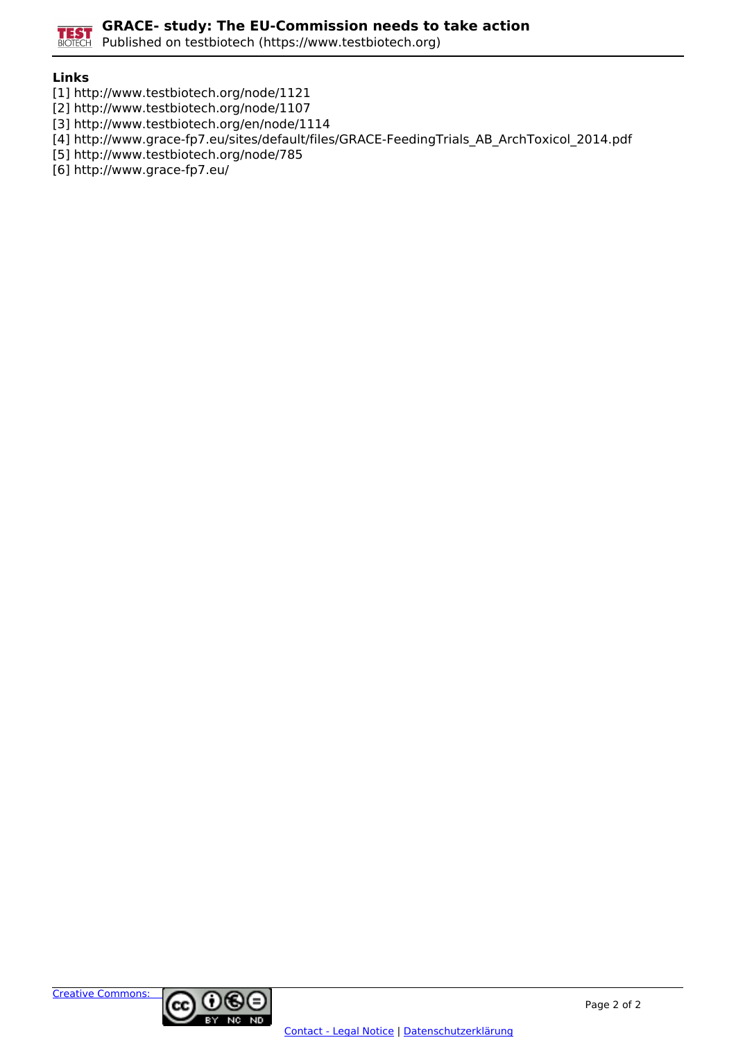**Links**

[1] http://www.testbiotech.org/node/1121
[2] http://www.testbiotech.org/node/1107
[3] http://www.testbiotech.org/en/node/1114
[4] http://www.grace-fp7.eu/sites/default/files/GRACE-FeedingTrials_AB_ArchToxicol_2014.pdf
[5] http://www.testbiotech.org/node/785
[6] http://www.grace-fp7.eu/